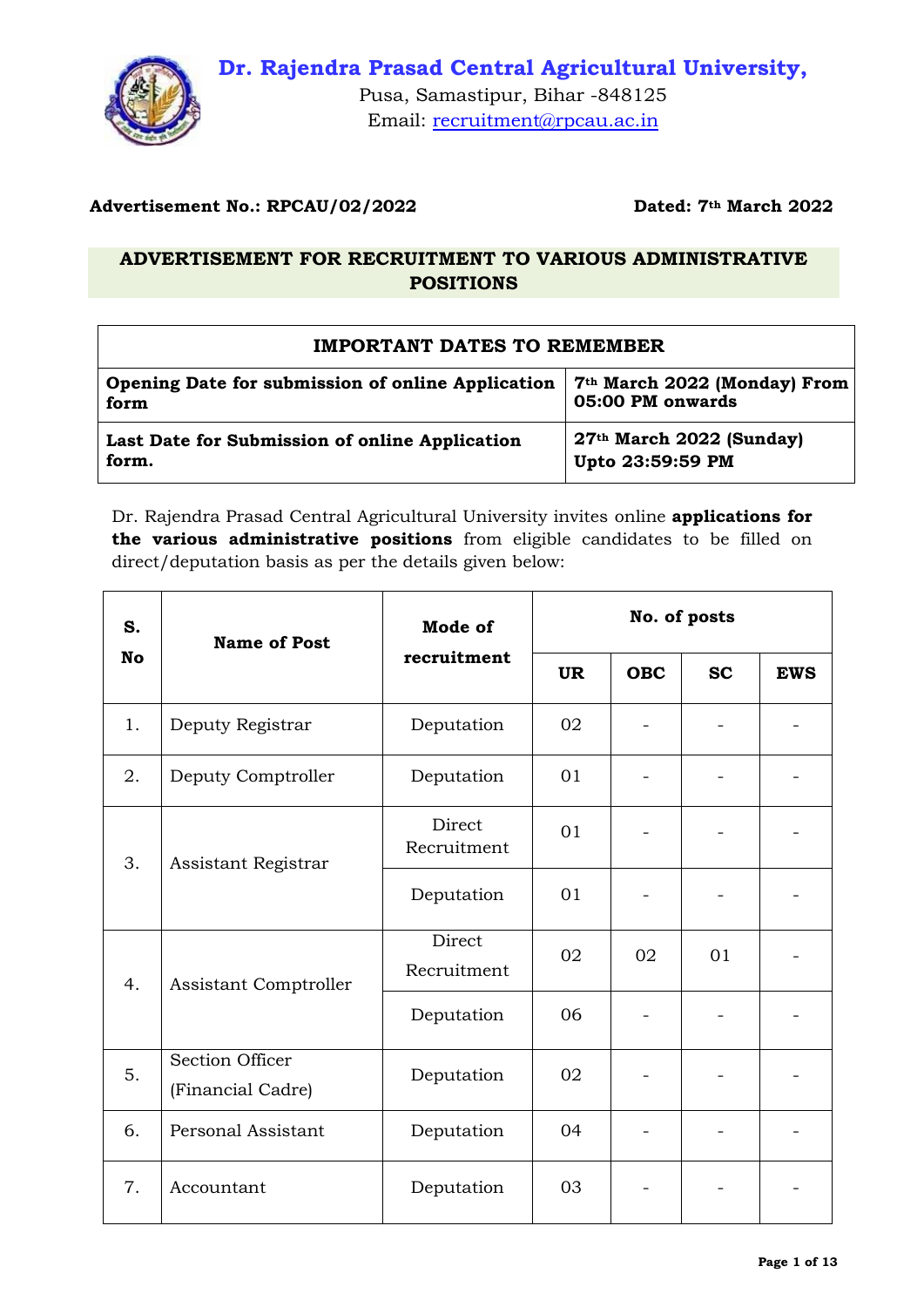# Dr. Rajendra Prasad Central Agricultural University,

Pusa, Samastipur, Bihar -848125

Email: recruitment@rpcau.ac.in

**Advertisement No.: RPCAU/02/2022** **Dated: 7th March 2022**

## ADVERTISEMENT FOR RECRUITMENT TO VARIOUS ADMINISTRATIVE POSITIONS

| IMPORTANT DATES TO REMEMBER | |
|---|---|
| **Opening Date for submission of online Application form** | **7th March 2022 (Monday) From 05:00 PM onwards** |
| **Last Date for Submission of online Application form.** | **27th March 2022 (Sunday) Upto 23:59:59 PM** |

Dr. Rajendra Prasad Central Agricultural University invites online **applications for the various administrative positions** from eligible candidates to be filled on direct/deputation basis as per the details given below:

| S. No | Name of Post | Mode of recruitment | No. of posts | | | |
|---|---|---|---|---|---|---|
| | | | UR | OBC | SC | EWS |
| 1. | Deputy Registrar | Deputation | 02 | - | - | - |
| 2. | Deputy Comptroller | Deputation | 01 | - | - | - |
| 3. | Assistant Registrar | Direct Recruitment | 01 | - | - | - |
| | | Deputation | 01 | - | - | - |
| 4. | Assistant Comptroller | Direct Recruitment | 02 | 02 | 01 | - |
| | | Deputation | 06 | - | - | - |
| 5. | Section Officer (Financial Cadre) | Deputation | 02 | - | - | - |
| 6. | Personal Assistant | Deputation | 04 | - | - | - |
| 7. | Accountant | Deputation | 03 | - | - | - |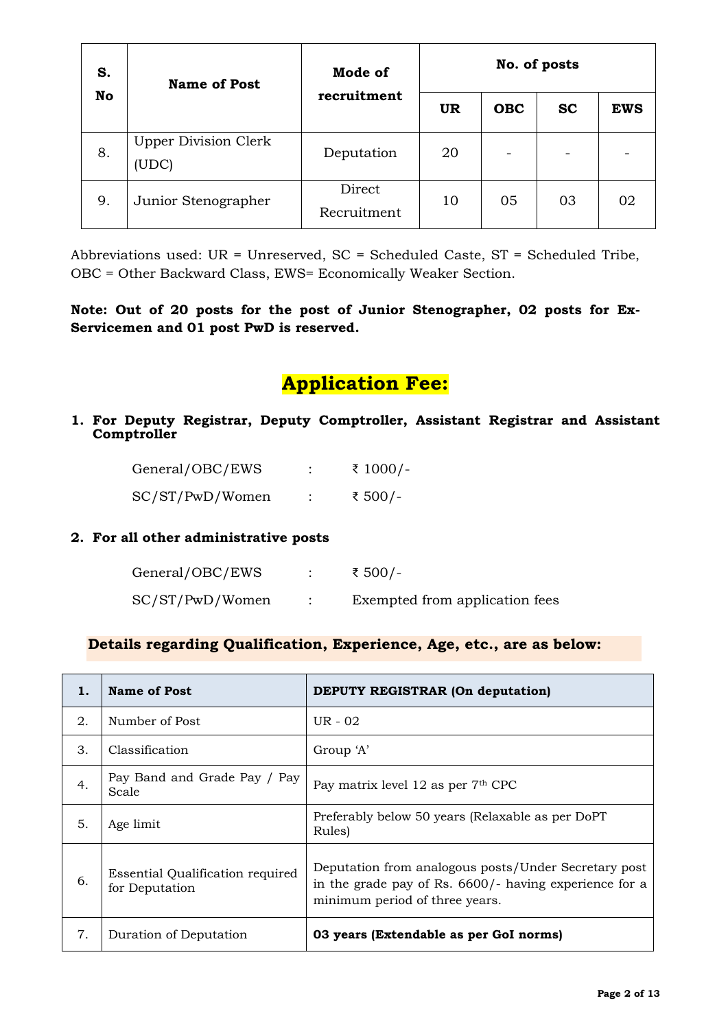| S. No | Name of Post | Mode of recruitment | No. of posts | | | |
|---|---|---|---|---|---|---|
| | | | UR | OBC | SC | EWS |
| 8. | Upper Division Clerk (UDC) | Deputation | 20 | - | - | - |
| 9. | Junior Stenographer | Direct Recruitment | 10 | 05 | 03 | 02 |

Abbreviations used: UR = Unreserved, SC = Scheduled Caste, ST = Scheduled Tribe, OBC = Other Backward Class, EWS= Economically Weaker Section.

**Note: Out of 20 posts for the post of Junior Stenographer, 02 posts for Ex-Servicemen and 01 post PwD is reserved.**

## Application Fee:

1. **For Deputy Registrar, Deputy Comptroller, Assistant Registrar and Assistant Comptroller**

   General/OBC/EWS : ₹ 1000/-

   SC/ST/PwD/Women : ₹ 500/-

2. **For all other administrative posts**

   General/OBC/EWS : ₹ 500/-

   SC/ST/PwD/Women : Exempted from application fees

### Details regarding Qualification, Experience, Age, etc., are as below:

| 1. | Name of Post | DEPUTY REGISTRAR (On deputation) |
|---|---|---|
| 2. | Number of Post | UR - 02 |
| 3. | Classification | Group 'A' |
| 4. | Pay Band and Grade Pay / Pay Scale | Pay matrix level 12 as per 7th CPC |
| 5. | Age limit | Preferably below 50 years (Relaxable as per DoPT Rules) |
| 6. | Essential Qualification required for Deputation | Deputation from analogous posts/Under Secretary post in the grade pay of Rs. 6600/- having experience for a minimum period of three years. |
| 7. | Duration of Deputation | **03 years (Extendable as per GoI norms)** |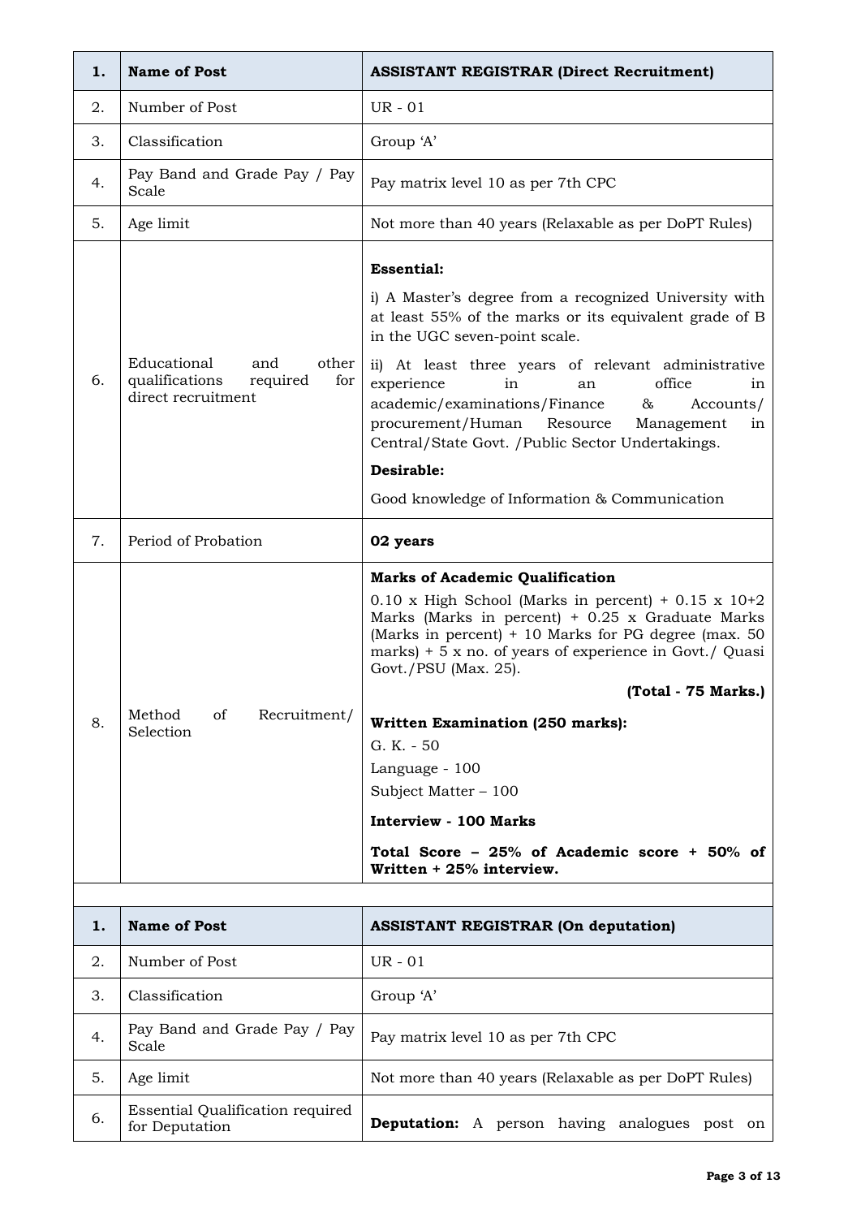| 1. | Name of Post | ASSISTANT REGISTRAR (Direct Recruitment) |
|---|---|---|
| 2. | Number of Post | UR - 01 |
| 3. | Classification | Group 'A' |
| 4. | Pay Band and Grade Pay / Pay Scale | Pay matrix level 10 as per 7th CPC |
| 5. | Age limit | Not more than 40 years (Relaxable as per DoPT Rules) |
| 6. | Educational and other qualifications required for direct recruitment | **Essential:**<br>i) A Master's degree from a recognized University with at least 55% of the marks or its equivalent grade of B in the UGC seven-point scale.<br>ii) At least three years of relevant administrative experience in an office in academic/examinations/Finance & Accounts/ procurement/Human Resource Management in Central/State Govt. /Public Sector Undertakings.<br>**Desirable:**<br>Good knowledge of Information & Communication |
| 7. | Period of Probation | **02 years** |
| 8. | Method of Recruitment/ Selection | **Marks of Academic Qualification**<br>0.10 x High School (Marks in percent) + 0.15 x 10+2 Marks (Marks in percent) + 0.25 x Graduate Marks (Marks in percent) + 10 Marks for PG degree (max. 50 marks) + 5 x no. of years of experience in Govt./ Quasi Govt./PSU (Max. 25).<br>**(Total - 75 Marks.)**<br>**Written Examination (250 marks):**<br>G. K. - 50<br>Language - 100<br>Subject Matter – 100<br>**Interview - 100 Marks**<br>**Total Score – 25% of Academic score + 50% of Written + 25% interview.** |

| 1. | Name of Post | ASSISTANT REGISTRAR (On deputation) |
|---|---|---|
| 2. | Number of Post | UR - 01 |
| 3. | Classification | Group 'A' |
| 4. | Pay Band and Grade Pay / Pay Scale | Pay matrix level 10 as per 7th CPC |
| 5. | Age limit | Not more than 40 years (Relaxable as per DoPT Rules) |
| 6. | Essential Qualification required for Deputation | **Deputation:** A person having analogues post on |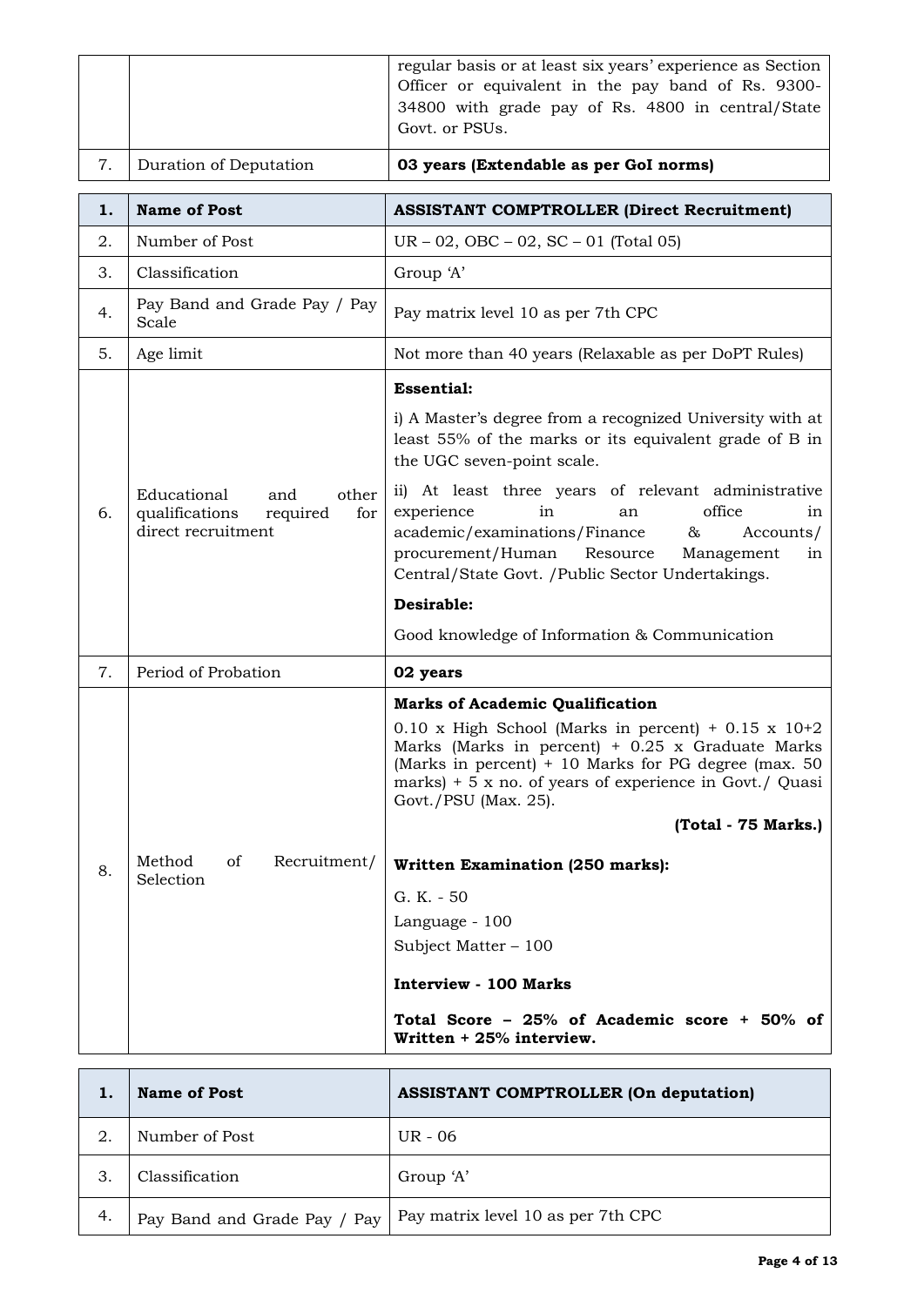| | | |
|---|---|---|
| | | regular basis or at least six years' experience as Section Officer or equivalent in the pay band of Rs. 9300-34800 with grade pay of Rs. 4800 in central/State Govt. or PSUs. |
| 7. | Duration of Deputation | **03 years (Extendable as per GoI norms)** |

| 1. | Name of Post | ASSISTANT COMPTROLLER (Direct Recruitment) |
|---|---|---|
| 2. | Number of Post | UR – 02, OBC – 02, SC – 01 (Total 05) |
| 3. | Classification | Group 'A' |
| 4. | Pay Band and Grade Pay / Pay Scale | Pay matrix level 10 as per 7th CPC |
| 5. | Age limit | Not more than 40 years (Relaxable as per DoPT Rules) |
| 6. | Educational and other qualifications required for direct recruitment | **Essential:**<br>i) A Master's degree from a recognized University with at least 55% of the marks or its equivalent grade of B in the UGC seven-point scale.<br>ii) At least three years of relevant administrative experience in an office in academic/examinations/Finance & Accounts/ procurement/Human Resource Management in Central/State Govt. /Public Sector Undertakings.<br>**Desirable:**<br>Good knowledge of Information & Communication |
| 7. | Period of Probation | **02 years** |
| 8. | Method of Recruitment/ Selection | **Marks of Academic Qualification**<br>0.10 x High School (Marks in percent) + 0.15 x 10+2 Marks (Marks in percent) + 0.25 x Graduate Marks (Marks in percent) + 10 Marks for PG degree (max. 50 marks) + 5 x no. of years of experience in Govt./ Quasi Govt./PSU (Max. 25).<br>**(Total - 75 Marks.)**<br>**Written Examination (250 marks):**<br>G. K. - 50<br>Language - 100<br>Subject Matter – 100<br>**Interview - 100 Marks**<br>**Total Score – 25% of Academic score + 50% of Written + 25% interview.** |

| 1. | Name of Post | ASSISTANT COMPTROLLER (On deputation) |
|---|---|---|
| 2. | Number of Post | UR - 06 |
| 3. | Classification | Group 'A' |
| 4. | Pay Band and Grade Pay / Pay | Pay matrix level 10 as per 7th CPC |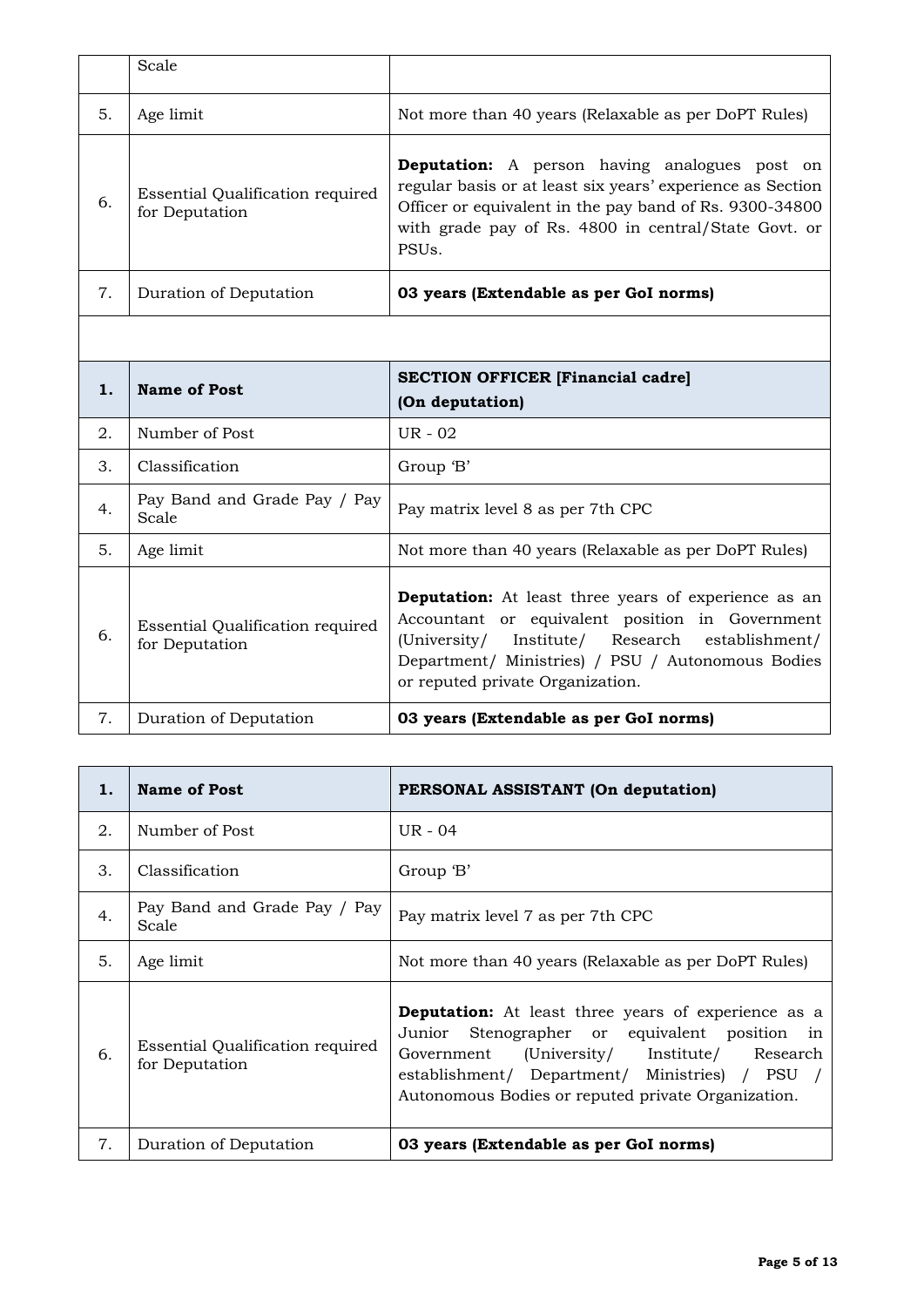| | Scale | |
|---|---|---|
| 5. | Age limit | Not more than 40 years (Relaxable as per DoPT Rules) |
| 6. | Essential Qualification required for Deputation | **Deputation:** A person having analogues post on regular basis or at least six years' experience as Section Officer or equivalent in the pay band of Rs. 9300-34800 with grade pay of Rs. 4800 in central/State Govt. or PSUs. |
| 7. | Duration of Deputation | **03 years (Extendable as per GoI norms)** |

| **1.** | **Name of Post** | **SECTION OFFICER [Financial cadre] (On deputation)** |
|---|---|---|
| 2. | Number of Post | UR - 02 |
| 3. | Classification | Group 'B' |
| 4. | Pay Band and Grade Pay / Pay Scale | Pay matrix level 8 as per 7th CPC |
| 5. | Age limit | Not more than 40 years (Relaxable as per DoPT Rules) |
| 6. | Essential Qualification required for Deputation | **Deputation:** At least three years of experience as an Accountant or equivalent position in Government (University/ Institute/ Research establishment/ Department/ Ministries) / PSU / Autonomous Bodies or reputed private Organization. |
| 7. | Duration of Deputation | **03 years (Extendable as per GoI norms)** |

| **1.** | **Name of Post** | **PERSONAL ASSISTANT (On deputation)** |
|---|---|---|
| 2. | Number of Post | UR - 04 |
| 3. | Classification | Group 'B' |
| 4. | Pay Band and Grade Pay / Pay Scale | Pay matrix level 7 as per 7th CPC |
| 5. | Age limit | Not more than 40 years (Relaxable as per DoPT Rules) |
| 6. | Essential Qualification required for Deputation | **Deputation:** At least three years of experience as a Junior Stenographer or equivalent position in Government (University/ Institute/ Research establishment/ Department/ Ministries) / PSU / Autonomous Bodies or reputed private Organization. |
| 7. | Duration of Deputation | **03 years (Extendable as per GoI norms)** |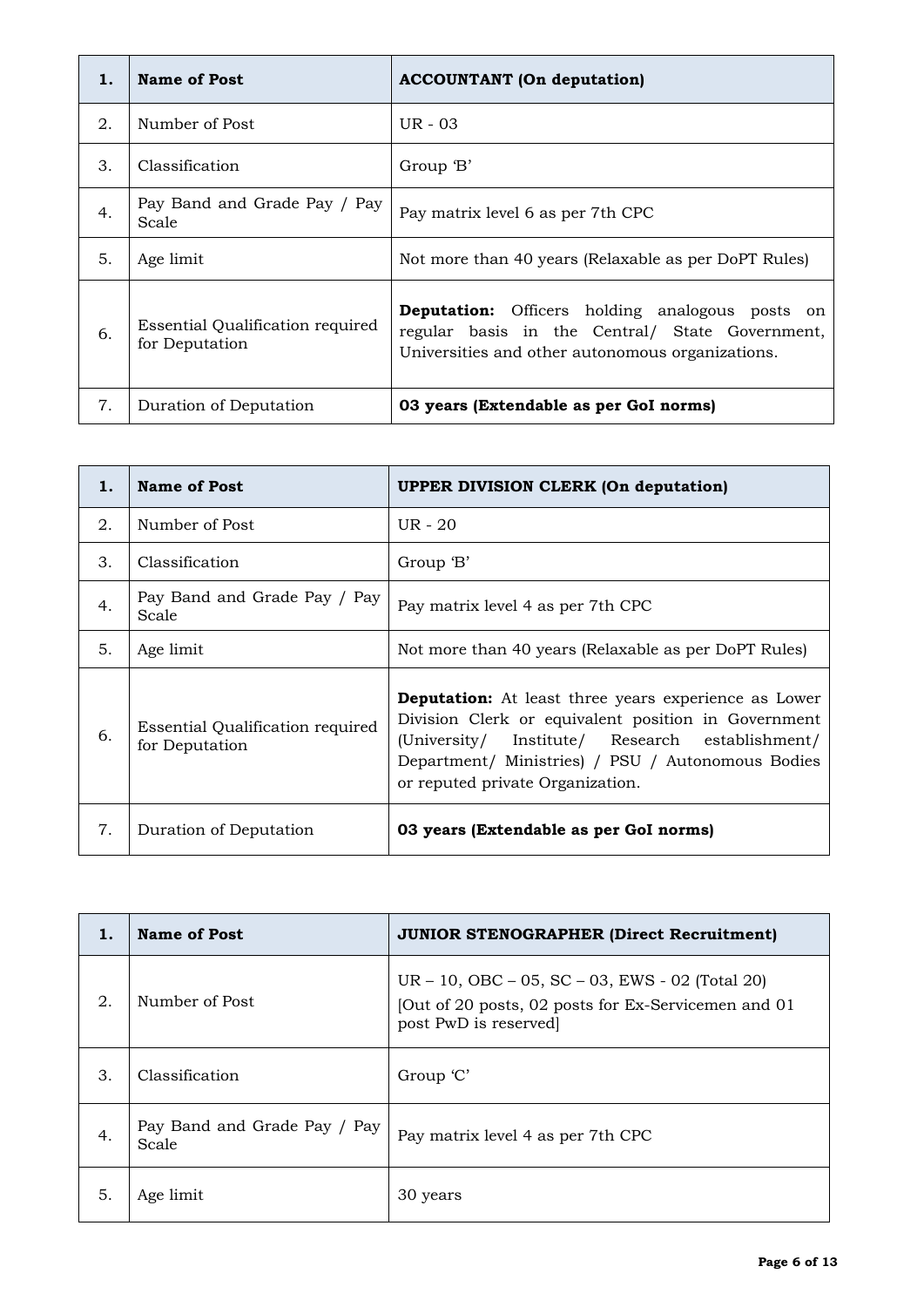| 1. | **Name of Post** | **ACCOUNTANT (On deputation)** |
|---|---|---|
| 2. | Number of Post | UR - 03 |
| 3. | Classification | Group 'B' |
| 4. | Pay Band and Grade Pay / Pay Scale | Pay matrix level 6 as per 7th CPC |
| 5. | Age limit | Not more than 40 years (Relaxable as per DoPT Rules) |
| 6. | Essential Qualification required for Deputation | **Deputation:** Officers holding analogous posts on regular basis in the Central/ State Government, Universities and other autonomous organizations. |
| 7. | Duration of Deputation | **03 years (Extendable as per GoI norms)** |

| 1. | **Name of Post** | **UPPER DIVISION CLERK (On deputation)** |
|---|---|---|
| 2. | Number of Post | UR - 20 |
| 3. | Classification | Group 'B' |
| 4. | Pay Band and Grade Pay / Pay Scale | Pay matrix level 4 as per 7th CPC |
| 5. | Age limit | Not more than 40 years (Relaxable as per DoPT Rules) |
| 6. | Essential Qualification required for Deputation | **Deputation:** At least three years experience as Lower Division Clerk or equivalent position in Government (University/ Institute/ Research establishment/ Department/ Ministries) / PSU / Autonomous Bodies or reputed private Organization. |
| 7. | Duration of Deputation | **03 years (Extendable as per GoI norms)** |

| 1. | **Name of Post** | **JUNIOR STENOGRAPHER (Direct Recruitment)** |
|---|---|---|
| 2. | Number of Post | UR – 10, OBC – 05, SC – 03, EWS - 02 (Total 20) [Out of 20 posts, 02 posts for Ex-Servicemen and 01 post PwD is reserved] |
| 3. | Classification | Group 'C' |
| 4. | Pay Band and Grade Pay / Pay Scale | Pay matrix level 4 as per 7th CPC |
| 5. | Age limit | 30 years |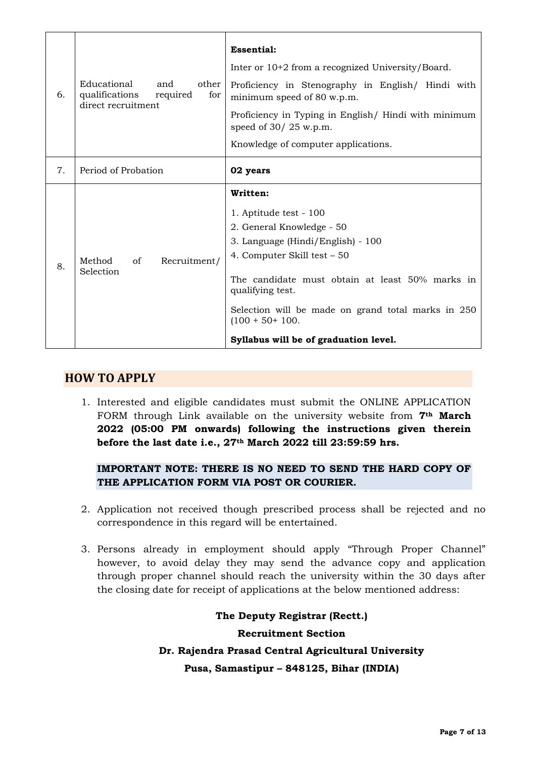| | | |
|---|---|---|
| 6. | Educational and other qualifications required for direct recruitment | **Essential:**<br><br>Inter or 10+2 from a recognized University/Board.<br><br>Proficiency in Stenography in English/ Hindi with minimum speed of 80 w.p.m.<br><br>Proficiency in Typing in English/ Hindi with minimum speed of 30/ 25 w.p.m.<br><br>Knowledge of computer applications. |
| 7. | Period of Probation | **02 years** |
| 8. | Method of Recruitment/ Selection | **Written:**<br><br>1. Aptitude test - 100<br>2. General Knowledge - 50<br>3. Language (Hindi/English) - 100<br>4. Computer Skill test – 50<br><br>The candidate must obtain at least 50% marks in qualifying test.<br><br>Selection will be made on grand total marks in 250 (100 + 50+ 100.<br><br>**Syllabus will be of graduation level.** |

## HOW TO APPLY

1. Interested and eligible candidates must submit the ONLINE APPLICATION FORM through Link available on the university website from **7th March 2022 (05:00 PM onwards) following the instructions given therein before the last date i.e., 27th March 2022 till 23:59:59 hrs.**

   **IMPORTANT NOTE: THERE IS NO NEED TO SEND THE HARD COPY OF THE APPLICATION FORM VIA POST OR COURIER.**

2. Application not received though prescribed process shall be rejected and no correspondence in this regard will be entertained.

3. Persons already in employment should apply "Through Proper Channel" however, to avoid delay they may send the advance copy and application through proper channel should reach the university within the 30 days after the closing date for receipt of applications at the below mentioned address:

**The Deputy Registrar (Rectt.)**

**Recruitment Section**

**Dr. Rajendra Prasad Central Agricultural University**

**Pusa, Samastipur – 848125, Bihar (INDIA)**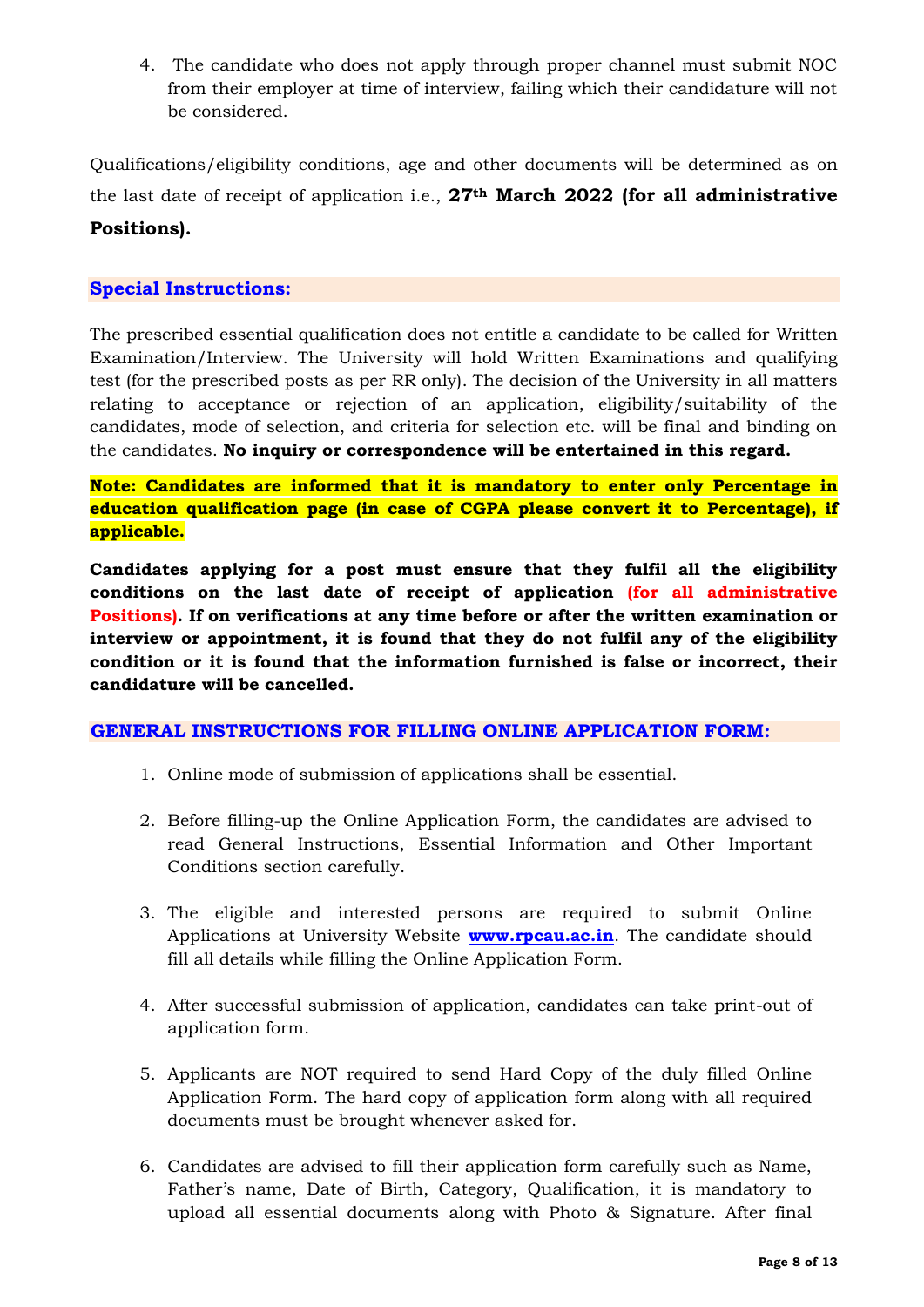4. The candidate who does not apply through proper channel must submit NOC from their employer at time of interview, failing which their candidature will not be considered.

Qualifications/eligibility conditions, age and other documents will be determined as on the last date of receipt of application i.e., **27th March 2022 (for all administrative Positions).**

## Special Instructions:

The prescribed essential qualification does not entitle a candidate to be called for Written Examination/Interview. The University will hold Written Examinations and qualifying test (for the prescribed posts as per RR only). The decision of the University in all matters relating to acceptance or rejection of an application, eligibility/suitability of the candidates, mode of selection, and criteria for selection etc. will be final and binding on the candidates. **No inquiry or correspondence will be entertained in this regard.**

**Note: Candidates are informed that it is mandatory to enter only Percentage in education qualification page (in case of CGPA please convert it to Percentage), if applicable.**

**Candidates applying for a post must ensure that they fulfil all the eligibility conditions on the last date of receipt of application (for all administrative Positions). If on verifications at any time before or after the written examination or interview or appointment, it is found that they do not fulfil any of the eligibility condition or it is found that the information furnished is false or incorrect, their candidature will be cancelled.**

## GENERAL INSTRUCTIONS FOR FILLING ONLINE APPLICATION FORM:

1. Online mode of submission of applications shall be essential.
2. Before filling-up the Online Application Form, the candidates are advised to read General Instructions, Essential Information and Other Important Conditions section carefully.
3. The eligible and interested persons are required to submit Online Applications at University Website **www.rpcau.ac.in**. The candidate should fill all details while filling the Online Application Form.
4. After successful submission of application, candidates can take print-out of application form.
5. Applicants are NOT required to send Hard Copy of the duly filled Online Application Form. The hard copy of application form along with all required documents must be brought whenever asked for.
6. Candidates are advised to fill their application form carefully such as Name, Father's name, Date of Birth, Category, Qualification, it is mandatory to upload all essential documents along with Photo & Signature. After final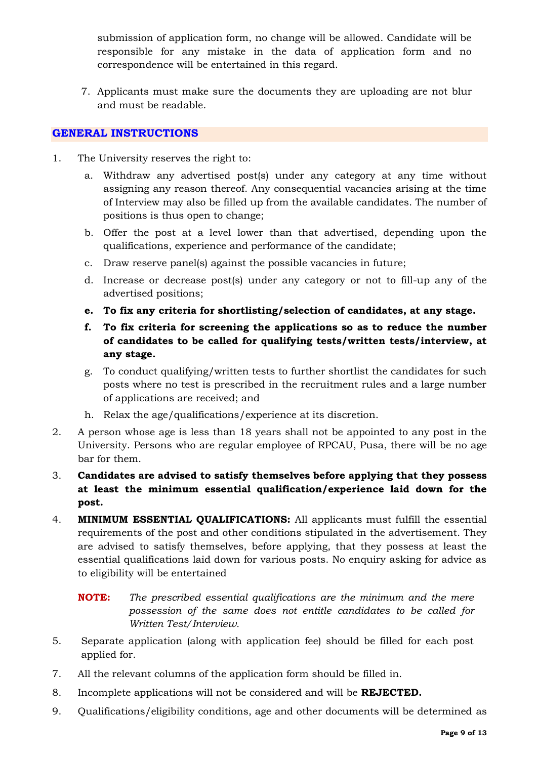submission of application form, no change will be allowed. Candidate will be responsible for any mistake in the data of application form and no correspondence will be entertained in this regard.

7. Applicants must make sure the documents they are uploading are not blur and must be readable.

## GENERAL INSTRUCTIONS

1. The University reserves the right to:
   a. Withdraw any advertised post(s) under any category at any time without assigning any reason thereof. Any consequential vacancies arising at the time of Interview may also be filled up from the available candidates. The number of positions is thus open to change;
   b. Offer the post at a level lower than that advertised, depending upon the qualifications, experience and performance of the candidate;
   c. Draw reserve panel(s) against the possible vacancies in future;
   d. Increase or decrease post(s) under any category or not to fill-up any of the advertised positions;
   **e. To fix any criteria for shortlisting/selection of candidates, at any stage.**
   **f. To fix criteria for screening the applications so as to reduce the number of candidates to be called for qualifying tests/written tests/interview, at any stage.**
   g. To conduct qualifying/written tests to further shortlist the candidates for such posts where no test is prescribed in the recruitment rules and a large number of applications are received; and
   h. Relax the age/qualifications/experience at its discretion.
2. A person whose age is less than 18 years shall not be appointed to any post in the University. Persons who are regular employee of RPCAU, Pusa, there will be no age bar for them.
3. **Candidates are advised to satisfy themselves before applying that they possess at least the minimum essential qualification/experience laid down for the post.**
4. **MINIMUM ESSENTIAL QUALIFICATIONS:** All applicants must fulfill the essential requirements of the post and other conditions stipulated in the advertisement. They are advised to satisfy themselves, before applying, that they possess at least the essential qualifications laid down for various posts. No enquiry asking for advice as to eligibility will be entertained

   **NOTE:** *The prescribed essential qualifications are the minimum and the mere possession of the same does not entitle candidates to be called for Written Test/Interview.*

5. Separate application (along with application fee) should be filled for each post applied for.

7. All the relevant columns of the application form should be filled in.

8. Incomplete applications will not be considered and will be **REJECTED.**

9. Qualifications/eligibility conditions, age and other documents will be determined as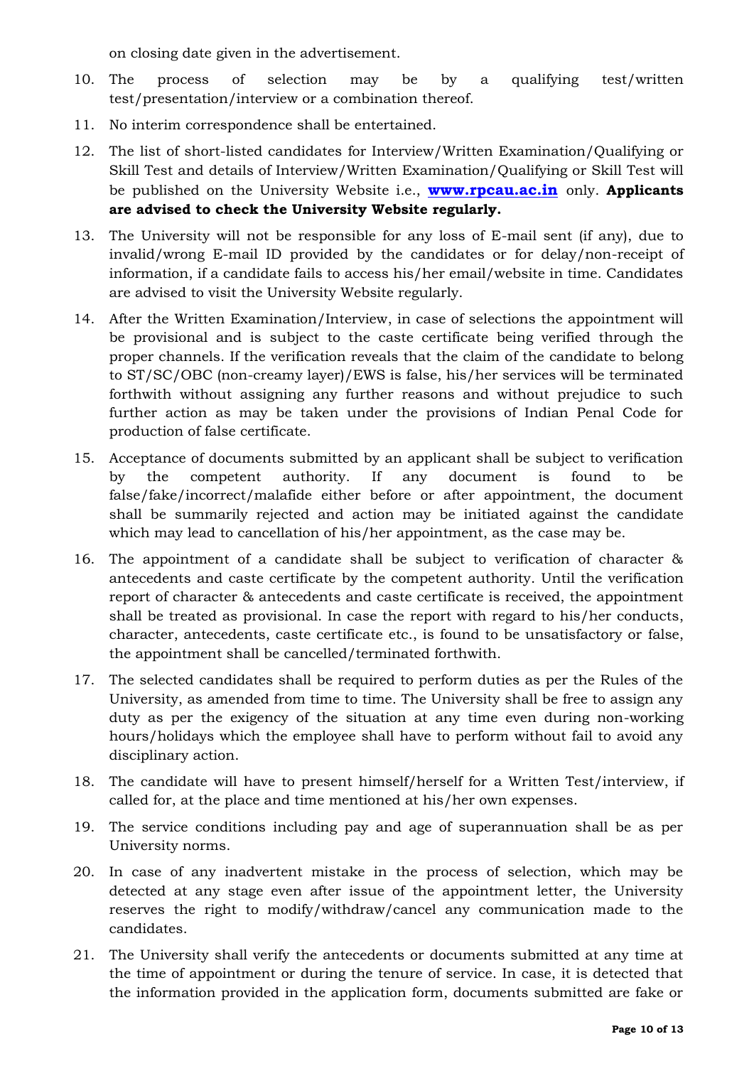on closing date given in the advertisement.

10. The process of selection may be by a qualifying test/written test/presentation/interview or a combination thereof.
11. No interim correspondence shall be entertained.
12. The list of short-listed candidates for Interview/Written Examination/Qualifying or Skill Test and details of Interview/Written Examination/Qualifying or Skill Test will be published on the University Website i.e., **www.rpcau.ac.in** only. **Applicants are advised to check the University Website regularly.**
13. The University will not be responsible for any loss of E-mail sent (if any), due to invalid/wrong E-mail ID provided by the candidates or for delay/non-receipt of information, if a candidate fails to access his/her email/website in time. Candidates are advised to visit the University Website regularly.
14. After the Written Examination/Interview, in case of selections the appointment will be provisional and is subject to the caste certificate being verified through the proper channels. If the verification reveals that the claim of the candidate to belong to ST/SC/OBC (non-creamy layer)/EWS is false, his/her services will be terminated forthwith without assigning any further reasons and without prejudice to such further action as may be taken under the provisions of Indian Penal Code for production of false certificate.
15. Acceptance of documents submitted by an applicant shall be subject to verification by the competent authority. If any document is found to be false/fake/incorrect/malafide either before or after appointment, the document shall be summarily rejected and action may be initiated against the candidate which may lead to cancellation of his/her appointment, as the case may be.
16. The appointment of a candidate shall be subject to verification of character & antecedents and caste certificate by the competent authority. Until the verification report of character & antecedents and caste certificate is received, the appointment shall be treated as provisional. In case the report with regard to his/her conducts, character, antecedents, caste certificate etc., is found to be unsatisfactory or false, the appointment shall be cancelled/terminated forthwith.
17. The selected candidates shall be required to perform duties as per the Rules of the University, as amended from time to time. The University shall be free to assign any duty as per the exigency of the situation at any time even during non-working hours/holidays which the employee shall have to perform without fail to avoid any disciplinary action.
18. The candidate will have to present himself/herself for a Written Test/interview, if called for, at the place and time mentioned at his/her own expenses.
19. The service conditions including pay and age of superannuation shall be as per University norms.
20. In case of any inadvertent mistake in the process of selection, which may be detected at any stage even after issue of the appointment letter, the University reserves the right to modify/withdraw/cancel any communication made to the candidates.
21. The University shall verify the antecedents or documents submitted at any time at the time of appointment or during the tenure of service. In case, it is detected that the information provided in the application form, documents submitted are fake or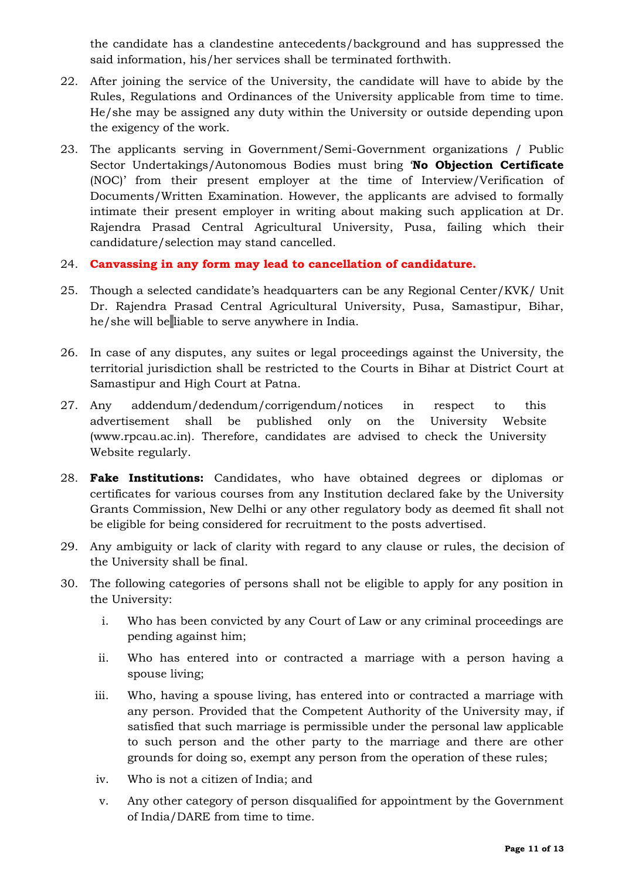the candidate has a clandestine antecedents/background and has suppressed the said information, his/her services shall be terminated forthwith.

22. After joining the service of the University, the candidate will have to abide by the Rules, Regulations and Ordinances of the University applicable from time to time. He/she may be assigned any duty within the University or outside depending upon the exigency of the work.

23. The applicants serving in Government/Semi-Government organizations / Public Sector Undertakings/Autonomous Bodies must bring '**No Objection Certificate** (NOC)' from their present employer at the time of Interview/Verification of Documents/Written Examination. However, the applicants are advised to formally intimate their present employer in writing about making such application at Dr. Rajendra Prasad Central Agricultural University, Pusa, failing which their candidature/selection may stand cancelled.

24. **Canvassing in any form may lead to cancellation of candidature.**

25. Though a selected candidate's headquarters can be any Regional Center/KVK/ Unit Dr. Rajendra Prasad Central Agricultural University, Pusa, Samastipur, Bihar, he/she will be liable to serve anywhere in India.

26. In case of any disputes, any suites or legal proceedings against the University, the territorial jurisdiction shall be restricted to the Courts in Bihar at District Court at Samastipur and High Court at Patna.

27. Any addendum/dedendum/corrigendum/notices in respect to this advertisement shall be published only on the University Website (www.rpcau.ac.in). Therefore, candidates are advised to check the University Website regularly.

28. **Fake Institutions:** Candidates, who have obtained degrees or diplomas or certificates for various courses from any Institution declared fake by the University Grants Commission, New Delhi or any other regulatory body as deemed fit shall not be eligible for being considered for recruitment to the posts advertised.

29. Any ambiguity or lack of clarity with regard to any clause or rules, the decision of the University shall be final.

30. The following categories of persons shall not be eligible to apply for any position in the University:

    i. Who has been convicted by any Court of Law or any criminal proceedings are pending against him;

    ii. Who has entered into or contracted a marriage with a person having a spouse living;

    iii. Who, having a spouse living, has entered into or contracted a marriage with any person. Provided that the Competent Authority of the University may, if satisfied that such marriage is permissible under the personal law applicable to such person and the other party to the marriage and there are other grounds for doing so, exempt any person from the operation of these rules;

    iv. Who is not a citizen of India; and

    v. Any other category of person disqualified for appointment by the Government of India/DARE from time to time.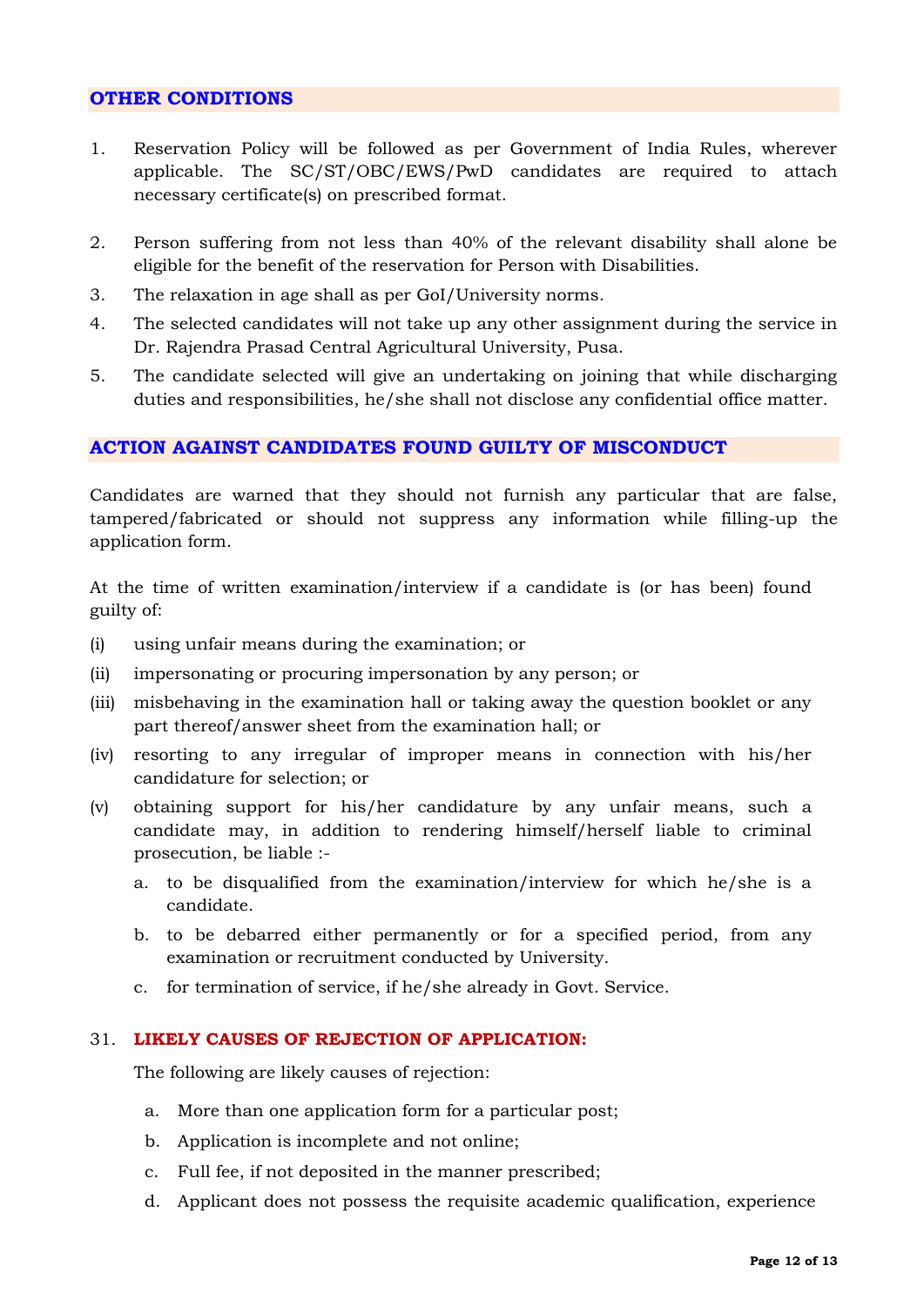## OTHER CONDITIONS

1. Reservation Policy will be followed as per Government of India Rules, wherever applicable. The SC/ST/OBC/EWS/PwD candidates are required to attach necessary certificate(s) on prescribed format.

2. Person suffering from not less than 40% of the relevant disability shall alone be eligible for the benefit of the reservation for Person with Disabilities.
3. The relaxation in age shall as per GoI/University norms.
4. The selected candidates will not take up any other assignment during the service in Dr. Rajendra Prasad Central Agricultural University, Pusa.
5. The candidate selected will give an undertaking on joining that while discharging duties and responsibilities, he/she shall not disclose any confidential office matter.

## ACTION AGAINST CANDIDATES FOUND GUILTY OF MISCONDUCT

Candidates are warned that they should not furnish any particular that are false, tampered/fabricated or should not suppress any information while filling-up the application form.

At the time of written examination/interview if a candidate is (or has been) found guilty of:

(i) using unfair means during the examination; or

(ii) impersonating or procuring impersonation by any person; or

(iii) misbehaving in the examination hall or taking away the question booklet or any part thereof/answer sheet from the examination hall; or

(iv) resorting to any irregular of improper means in connection with his/her candidature for selection; or

(v) obtaining support for his/her candidature by any unfair means, such a candidate may, in addition to rendering himself/herself liable to criminal prosecution, be liable :-

   a. to be disqualified from the examination/interview for which he/she is a candidate.
   b. to be debarred either permanently or for a specified period, from any examination or recruitment conducted by University.
   c. for termination of service, if he/she already in Govt. Service.

## 31. LIKELY CAUSES OF REJECTION OF APPLICATION:

The following are likely causes of rejection:

a. More than one application form for a particular post;
b. Application is incomplete and not online;
c. Full fee, if not deposited in the manner prescribed;
d. Applicant does not possess the requisite academic qualification, experience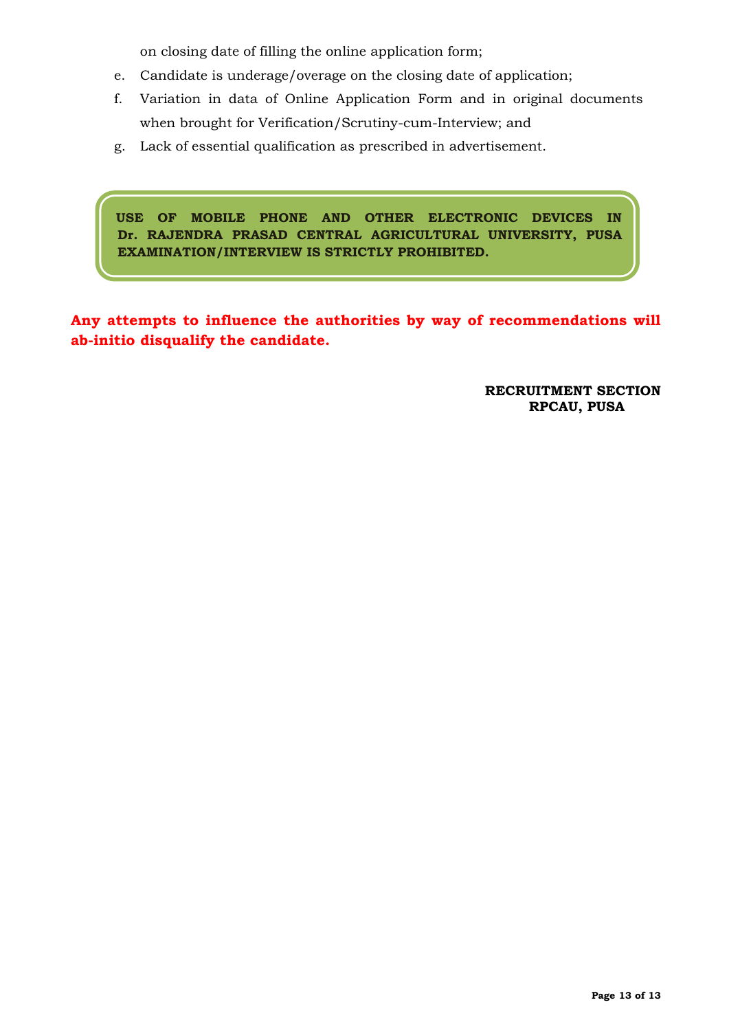on closing date of filling the online application form;

e. Candidate is underage/overage on the closing date of application;
f. Variation in data of Online Application Form and in original documents when brought for Verification/Scrutiny-cum-Interview; and
g. Lack of essential qualification as prescribed in advertisement.

**USE OF MOBILE PHONE AND OTHER ELECTRONIC DEVICES IN Dr. RAJENDRA PRASAD CENTRAL AGRICULTURAL UNIVERSITY, PUSA EXAMINATION/INTERVIEW IS STRICTLY PROHIBITED.**

**Any attempts to influence the authorities by way of recommendations will ab-initio disqualify the candidate.**

**RECRUITMENT SECTION**
**RPCAU, PUSA**